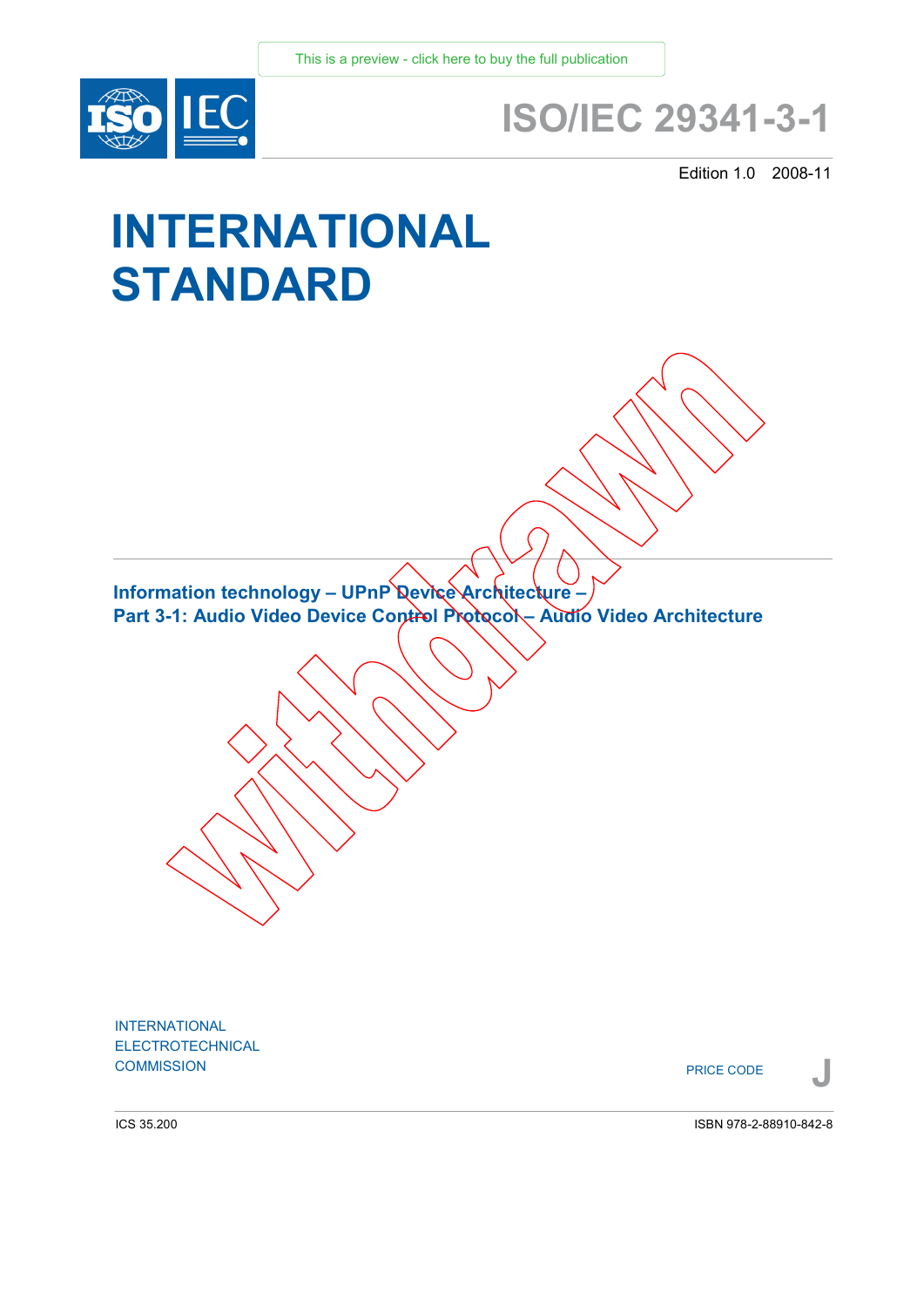This is a preview - click here to buy the full publication

# ISO/IEC 29341-3-1

Edition 1.0 2008-11

# INTERNATIONAL STANDARD

withdrawn

**Information technology – UPnP Device Architecture –
Part 3-1: Audio Video Device Control Protocol – Audio Video Architecture**

INTERNATIONAL
ELECTROTECHNICAL
COMMISSION

PRICE CODE **J**

ICS 35.200

ISBN 978-2-88910-842-8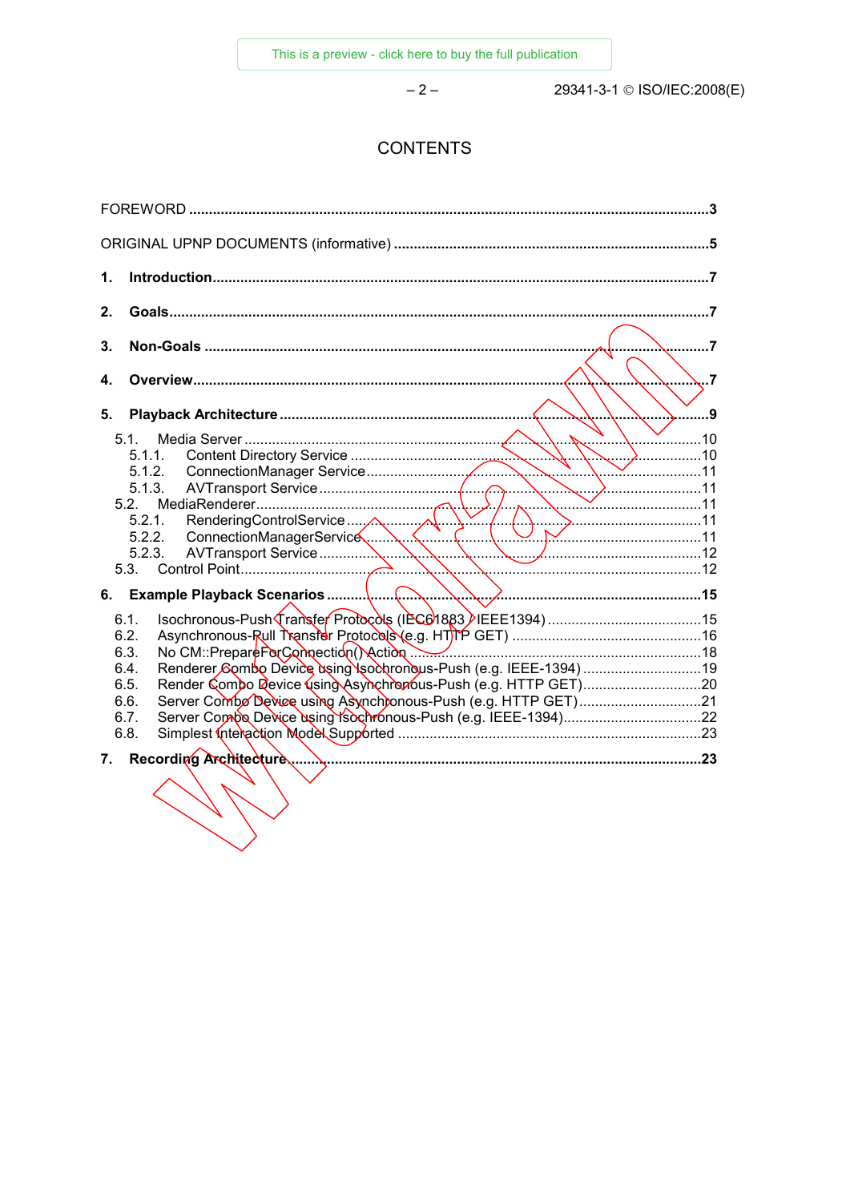# CONTENTS

FOREWORD ....................................................................................................................................3

ORIGINAL UPNP DOCUMENTS (informative) ................................................................................5

**1. Introduction**..................................................................................................................................7

**2. Goals**...........................................................................................................................................7

**3. Non-Goals** ...................................................................................................................................7

**4. Overview**.....................................................................................................................................7

**5. Playback Architecture** ..................................................................................................................9

- 5.1. Media Server ...........................................................................................................................10
  - 5.1.1. Content Directory Service ..................................................................................................10
  - 5.1.2. ConnectionManager Service...............................................................................................11
  - 5.1.3. AVTransport Service ...........................................................................................................11
- 5.2. MediaRenderer..........................................................................................................................11
  - 5.2.1. RenderingControlService ....................................................................................................11
  - 5.2.2. ConnectionManagerService.................................................................................................11
  - 5.2.3. AVTransport Service ...........................................................................................................12
- 5.3. Control Point..............................................................................................................................12

**6. Example Playback Scenarios** ......................................................................................................15

- 6.1. Isochronous-Push Transfer Protocols (IEC61883 / IEEE1394) .....................................................15
- 6.2. Asynchronous-Pull Transfer Protocols (e.g. HTTP GET) .............................................................16
- 6.3. No CM::PrepareForConnection() Action .......................................................................................18
- 6.4. Renderer Combo Device using Isochronous-Push (e.g. IEEE-1394) .............................................19
- 6.5. Render Combo Device using Asynchronous-Push (e.g. HTTP GET)..............................................20
- 6.6. Server Combo Device using Asynchronous-Push (e.g. HTTP GET)...............................................21
- 6.7. Server Combo Device using Isochronous-Push (e.g. IEEE-1394)..................................................22
- 6.8. Simplest Interaction Model Supported ...........................................................................................23

**7. Recording Architecture**.................................................................................................................23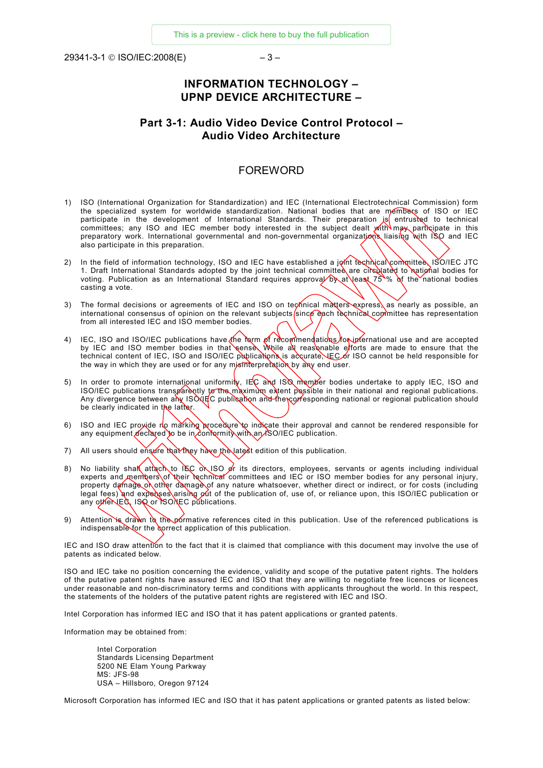# INFORMATION TECHNOLOGY – UPNP DEVICE ARCHITECTURE –

## Part 3-1: Audio Video Device Control Protocol – Audio Video Architecture

## FOREWORD

1) ISO (International Organization for Standardization) and IEC (International Electrotechnical Commission) form the specialized system for worldwide standardization. National bodies that are members of ISO or IEC participate in the development of International Standards. Their preparation is entrusted to technical committees; any ISO and IEC member body interested in the subject dealt with may participate in this preparatory work. International governmental and non-governmental organizations liaising with ISO and IEC also participate in this preparation.

2) In the field of information technology, ISO and IEC have established a joint technical committee, ISO/IEC JTC 1. Draft International Standards adopted by the joint technical committee are circulated to national bodies for voting. Publication as an International Standard requires approval by at least 75 % of the national bodies casting a vote.

3) The formal decisions or agreements of IEC and ISO on technical matters express, as nearly as possible, an international consensus of opinion on the relevant subjects since each technical committee has representation from all interested IEC and ISO member bodies.

4) IEC, ISO and ISO/IEC publications have the form of recommendations for international use and are accepted by IEC and ISO member bodies in that sense. While all reasonable efforts are made to ensure that the technical content of IEC, ISO and ISO/IEC publications is accurate, IEC or ISO cannot be held responsible for the way in which they are used or for any misinterpretation by any end user.

5) In order to promote international uniformity, IEC and ISO member bodies undertake to apply IEC, ISO and ISO/IEC publications transparently to the maximum extent possible in their national and regional publications. Any divergence between any ISO/IEC publication and the corresponding national or regional publication should be clearly indicated in the latter.

6) ISO and IEC provide no marking procedure to indicate their approval and cannot be rendered responsible for any equipment declared to be in conformity with an ISO/IEC publication.

7) All users should ensure that they have the latest edition of this publication.

8) No liability shall attach to IEC or ISO or its directors, employees, servants or agents including individual experts and members of their technical committees and IEC or ISO member bodies for any personal injury, property damage or other damage of any nature whatsoever, whether direct or indirect, or for costs (including legal fees) and expenses arising out of the publication of, use of, or reliance upon, this ISO/IEC publication or any other IEC, ISO or ISO/IEC publications.

9) Attention is drawn to the normative references cited in this publication. Use of the referenced publications is indispensable for the correct application of this publication.

IEC and ISO draw attention to the fact that it is claimed that compliance with this document may involve the use of patents as indicated below.

ISO and IEC take no position concerning the evidence, validity and scope of the putative patent rights. The holders of the putative patent rights have assured IEC and ISO that they are willing to negotiate free licences or licences under reasonable and non-discriminatory terms and conditions with applicants throughout the world. In this respect, the statements of the holders of the putative patent rights are registered with IEC and ISO.

Intel Corporation has informed IEC and ISO that it has patent applications or granted patents.

Information may be obtained from:

Intel Corporation
Standards Licensing Department
5200 NE Elam Young Parkway
MS: JFS-98
USA – Hillsboro, Oregon 97124

Microsoft Corporation has informed IEC and ISO that it has patent applications or granted patents as listed below: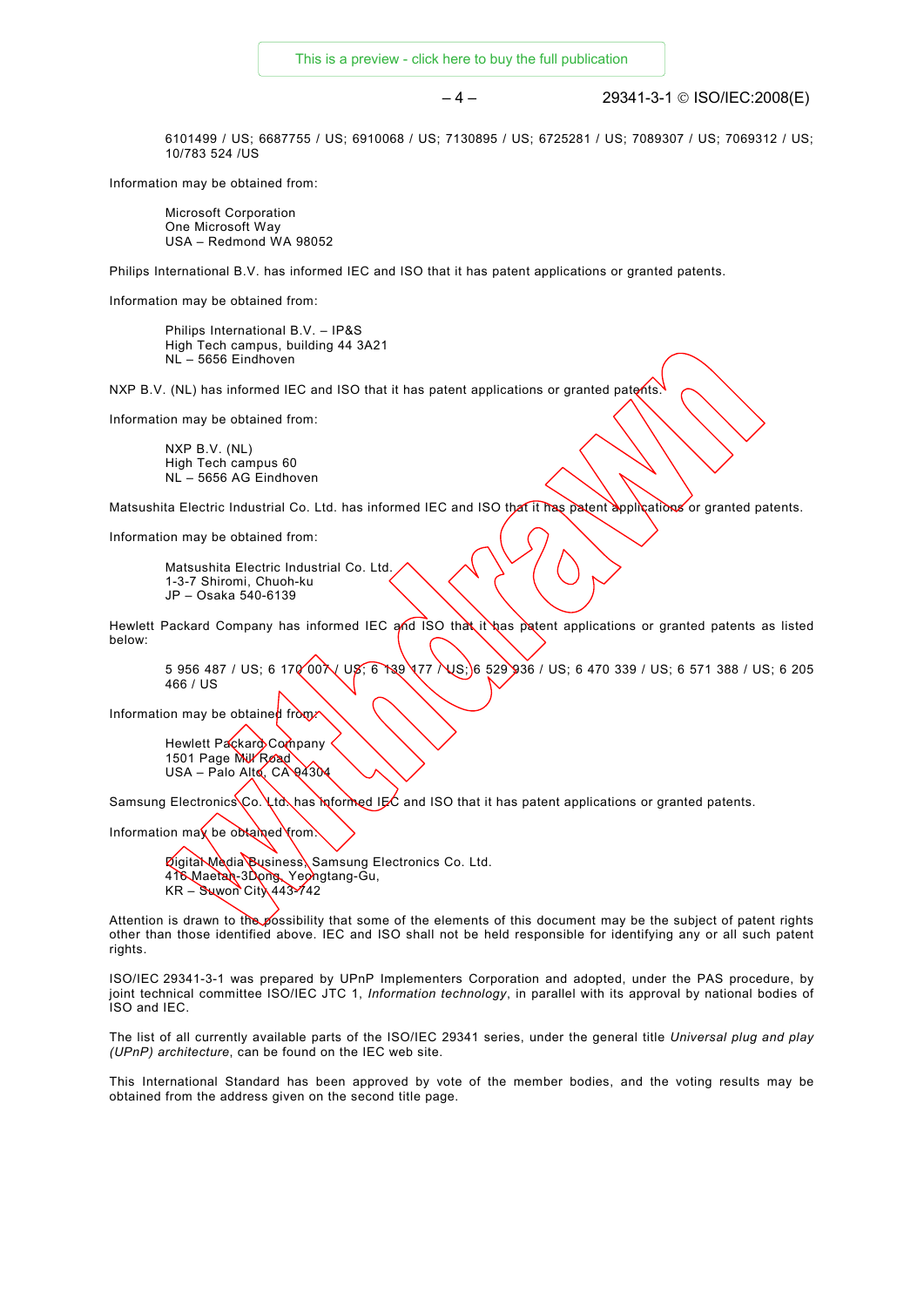6101499 / US; 6687755 / US; 6910068 / US; 7130895 / US; 6725281 / US; 7089307 / US; 7069312 / US; 10/783 524 /US

Information may be obtained from:

Microsoft Corporation
One Microsoft Way
USA – Redmond WA 98052

Philips International B.V. has informed IEC and ISO that it has patent applications or granted patents.

Information may be obtained from:

Philips International B.V. – IP&S
High Tech campus, building 44 3A21
NL – 5656 Eindhoven

NXP B.V. (NL) has informed IEC and ISO that it has patent applications or granted patents.

Information may be obtained from:

NXP B.V. (NL)
High Tech campus 60
NL – 5656 AG Eindhoven

Matsushita Electric Industrial Co. Ltd. has informed IEC and ISO that it has patent applications or granted patents.

Information may be obtained from:

Matsushita Electric Industrial Co. Ltd.
1-3-7 Shiromi, Chuoh-ku
JP – Osaka 540-6139

Hewlett Packard Company has informed IEC and ISO that it has patent applications or granted patents as listed below:

5 956 487 / US; 6 170 007 / US; 6 139 177 / US; 6 529 936 / US; 6 470 339 / US; 6 571 388 / US; 6 205 466 / US

Information may be obtained from:

Hewlett Packard Company
1501 Page Mill Road
USA – Palo Alto, CA 94304

Samsung Electronics Co. Ltd. has informed IEC and ISO that it has patent applications or granted patents.

Information may be obtained from:

Digital Media Business, Samsung Electronics Co. Ltd.
416 Maetan-3Dong, Yeongtang-Gu,
KR – Suwon City 443-742

Attention is drawn to the possibility that some of the elements of this document may be the subject of patent rights other than those identified above. IEC and ISO shall not be held responsible for identifying any or all such patent rights.

ISO/IEC 29341-3-1 was prepared by UPnP Implementers Corporation and adopted, under the PAS procedure, by joint technical committee ISO/IEC JTC 1, *Information technology*, in parallel with its approval by national bodies of ISO and IEC.

The list of all currently available parts of the ISO/IEC 29341 series, under the general title *Universal plug and play (UPnP) architecture*, can be found on the IEC web site.

This International Standard has been approved by vote of the member bodies, and the voting results may be obtained from the address given on the second title page.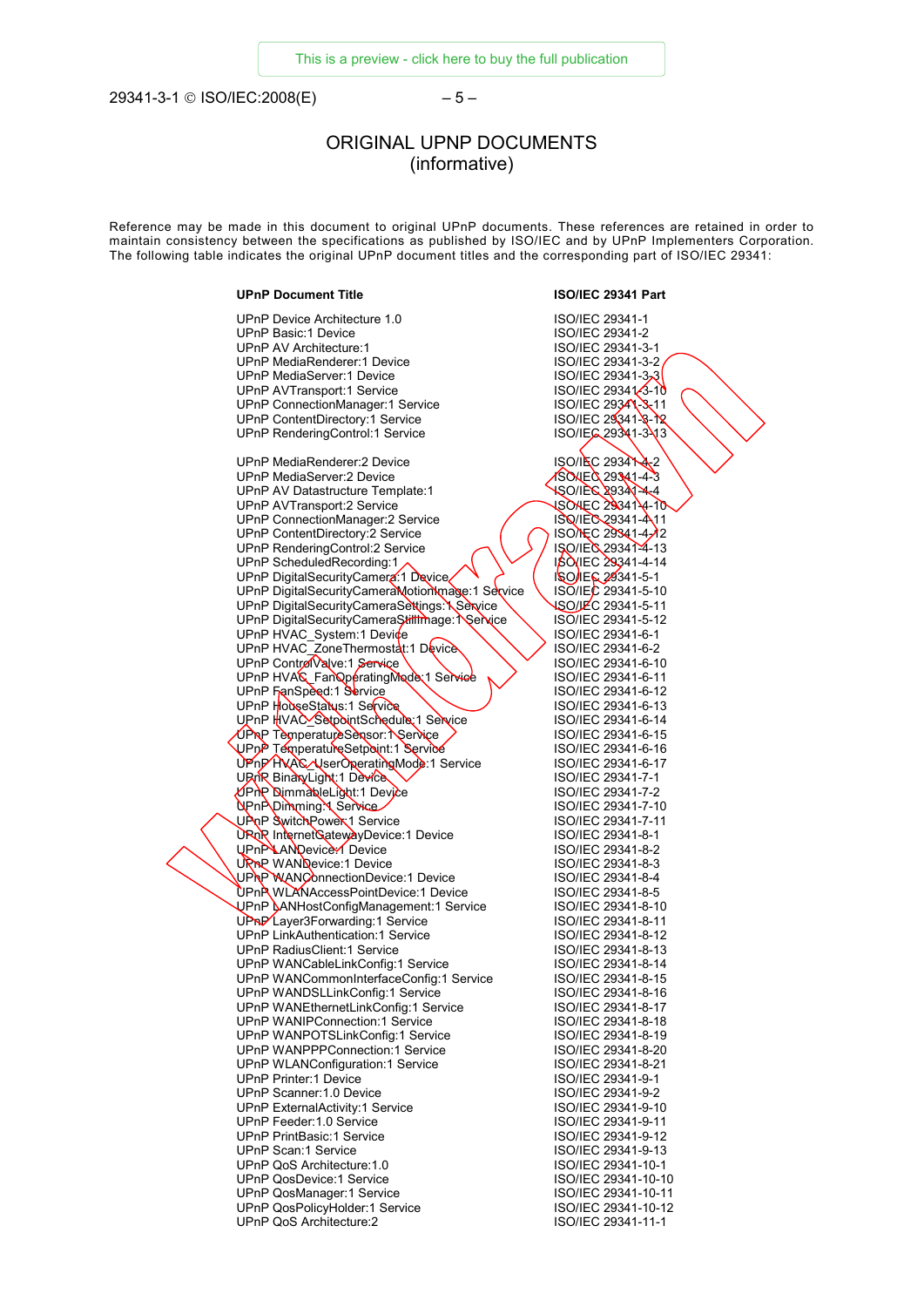# ORIGINAL UPNP DOCUMENTS
(informative)

Reference may be made in this document to original UPnP documents. These references are retained in order to maintain consistency between the specifications as published by ISO/IEC and by UPnP Implementers Corporation. The following table indicates the original UPnP document titles and the corresponding part of ISO/IEC 29341:

| UPnP Document Title | ISO/IEC 29341 Part |
|---|---|
| UPnP Device Architecture 1.0 | ISO/IEC 29341-1 |
| UPnP Basic:1 Device | ISO/IEC 29341-2 |
| UPnP AV Architecture:1 | ISO/IEC 29341-3-1 |
| UPnP MediaRenderer:1 Device | ISO/IEC 29341-3-2 |
| UPnP MediaServer:1 Device | ISO/IEC 29341-3-3 |
| UPnP AVTransport:1 Service | ISO/IEC 29341-3-10 |
| UPnP ConnectionManager:1 Service | ISO/IEC 29341-3-11 |
| UPnP ContentDirectory:1 Service | ISO/IEC 29341-3-12 |
| UPnP RenderingControl:1 Service | ISO/IEC 29341-3-13 |
| | |
| UPnP MediaRenderer:2 Device | ISO/IEC 29341-4-2 |
| UPnP MediaServer:2 Device | ISO/IEC 29341-4-3 |
| UPnP AV Datastructure Template:1 | ISO/IEC 29341-4-4 |
| UPnP AVTransport:2 Service | ISO/IEC 29341-4-10 |
| UPnP ConnectionManager:2 Service | ISO/IEC 29341-4-11 |
| UPnP ContentDirectory:2 Service | ISO/IEC 29341-4-12 |
| UPnP RenderingControl:2 Service | ISO/IEC 29341-4-13 |
| UPnP ScheduledRecording:1 | ISO/IEC 29341-4-14 |
| UPnP DigitalSecurityCamera:1 Device | ISO/IEC 29341-5-1 |
| UPnP DigitalSecurityCameraMotionImage:1 Service | ISO/IEC 29341-5-10 |
| UPnP DigitalSecurityCameraSettings:1 Service | ISO/IEC 29341-5-11 |
| UPnP DigitalSecurityCameraStillImage:1 Service | ISO/IEC 29341-5-12 |
| UPnP HVAC_System:1 Device | ISO/IEC 29341-6-1 |
| UPnP HVAC_ZoneThermostat:1 Device | ISO/IEC 29341-6-2 |
| UPnP ControlValve:1 Service | ISO/IEC 29341-6-10 |
| UPnP HVAC_FanOperatingMode:1 Service | ISO/IEC 29341-6-11 |
| UPnP FanSpeed:1 Service | ISO/IEC 29341-6-12 |
| UPnP HouseStatus:1 Service | ISO/IEC 29341-6-13 |
| UPnP HVAC_SetpointSchedule:1 Service | ISO/IEC 29341-6-14 |
| UPnP TemperatureSensor:1 Service | ISO/IEC 29341-6-15 |
| UPnP TemperatureSetpoint:1 Service | ISO/IEC 29341-6-16 |
| UPnP HVAC_UserOperatingMode:1 Service | ISO/IEC 29341-6-17 |
| UPnP BinaryLight:1 Device | ISO/IEC 29341-7-1 |
| UPnP DimmableLight:1 Device | ISO/IEC 29341-7-2 |
| UPnP Dimming:1 Service | ISO/IEC 29341-7-10 |
| UPnP SwitchPower:1 Service | ISO/IEC 29341-7-11 |
| UPnP InternetGatewayDevice:1 Device | ISO/IEC 29341-8-1 |
| UPnP LANDevice:1 Device | ISO/IEC 29341-8-2 |
| UPnP WANDevice:1 Device | ISO/IEC 29341-8-3 |
| UPnP WANConnectionDevice:1 Device | ISO/IEC 29341-8-4 |
| UPnP WLANAccessPointDevice:1 Device | ISO/IEC 29341-8-5 |
| UPnP LANHostConfigManagement:1 Service | ISO/IEC 29341-8-10 |
| UPnP Layer3Forwarding:1 Service | ISO/IEC 29341-8-11 |
| UPnP LinkAuthentication:1 Service | ISO/IEC 29341-8-12 |
| UPnP RadiusClient:1 Service | ISO/IEC 29341-8-13 |
| UPnP WANCableLinkConfig:1 Service | ISO/IEC 29341-8-14 |
| UPnP WANCommonInterfaceConfig:1 Service | ISO/IEC 29341-8-15 |
| UPnP WANDSLLinkConfig:1 Service | ISO/IEC 29341-8-16 |
| UPnP WANEthernetLinkConfig:1 Service | ISO/IEC 29341-8-17 |
| UPnP WANIPConnection:1 Service | ISO/IEC 29341-8-18 |
| UPnP WANPOTSLinkConfig:1 Service | ISO/IEC 29341-8-19 |
| UPnP WANPPPConnection:1 Service | ISO/IEC 29341-8-20 |
| UPnP WLANConfiguration:1 Service | ISO/IEC 29341-8-21 |
| UPnP Printer:1 Device | ISO/IEC 29341-9-1 |
| UPnP Scanner:1.0 Device | ISO/IEC 29341-9-2 |
| UPnP ExternalActivity:1 Service | ISO/IEC 29341-9-10 |
| UPnP Feeder:1.0 Service | ISO/IEC 29341-9-11 |
| UPnP PrintBasic:1 Service | ISO/IEC 29341-9-12 |
| UPnP Scan:1 Service | ISO/IEC 29341-9-13 |
| UPnP QoS Architecture:1.0 | ISO/IEC 29341-10-1 |
| UPnP QosDevice:1 Service | ISO/IEC 29341-10-10 |
| UPnP QosManager:1 Service | ISO/IEC 29341-10-11 |
| UPnP QosPolicyHolder:1 Service | ISO/IEC 29341-10-12 |
| UPnP QoS Architecture:2 | ISO/IEC 29341-11-1 |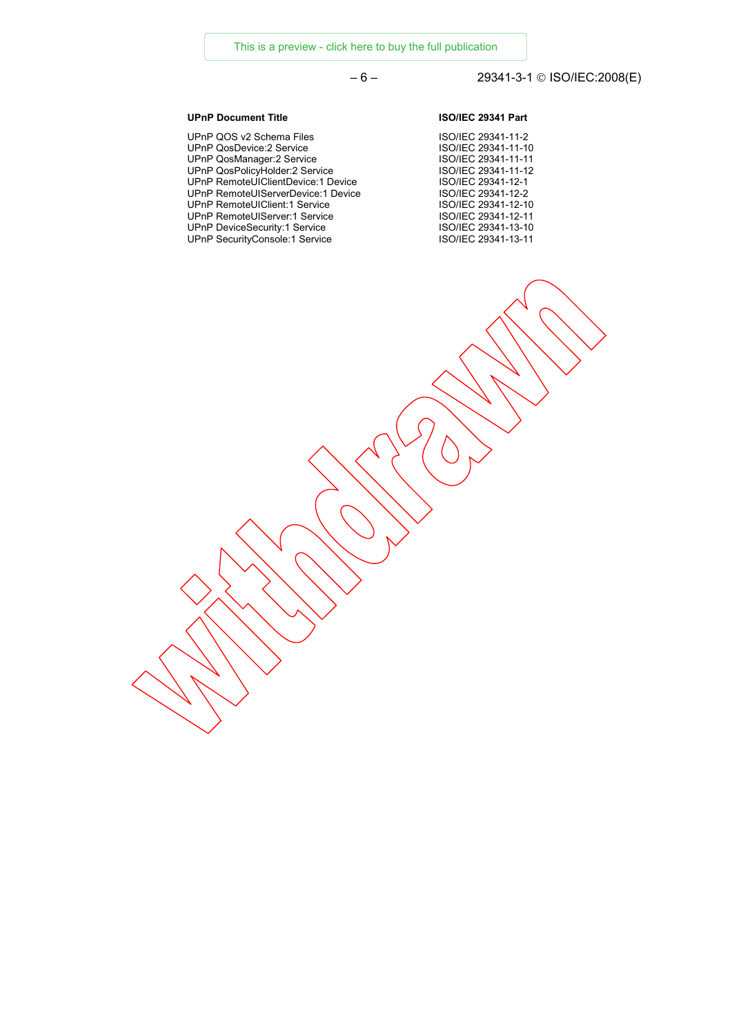| UPnP Document Title | ISO/IEC 29341 Part |
|---|---|
| UPnP QOS v2 Schema Files | ISO/IEC 29341-11-2 |
| UPnP QosDevice:2 Service | ISO/IEC 29341-11-10 |
| UPnP QosManager:2 Service | ISO/IEC 29341-11-11 |
| UPnP QosPolicyHolder:2 Service | ISO/IEC 29341-11-12 |
| UPnP RemoteUIClientDevice:1 Device | ISO/IEC 29341-12-1 |
| UPnP RemoteUIServerDevice:1 Device | ISO/IEC 29341-12-2 |
| UPnP RemoteUIClient:1 Service | ISO/IEC 29341-12-10 |
| UPnP RemoteUIServer:1 Service | ISO/IEC 29341-12-11 |
| UPnP DeviceSecurity:1 Service | ISO/IEC 29341-13-10 |
| UPnP SecurityConsole:1 Service | ISO/IEC 29341-13-11 |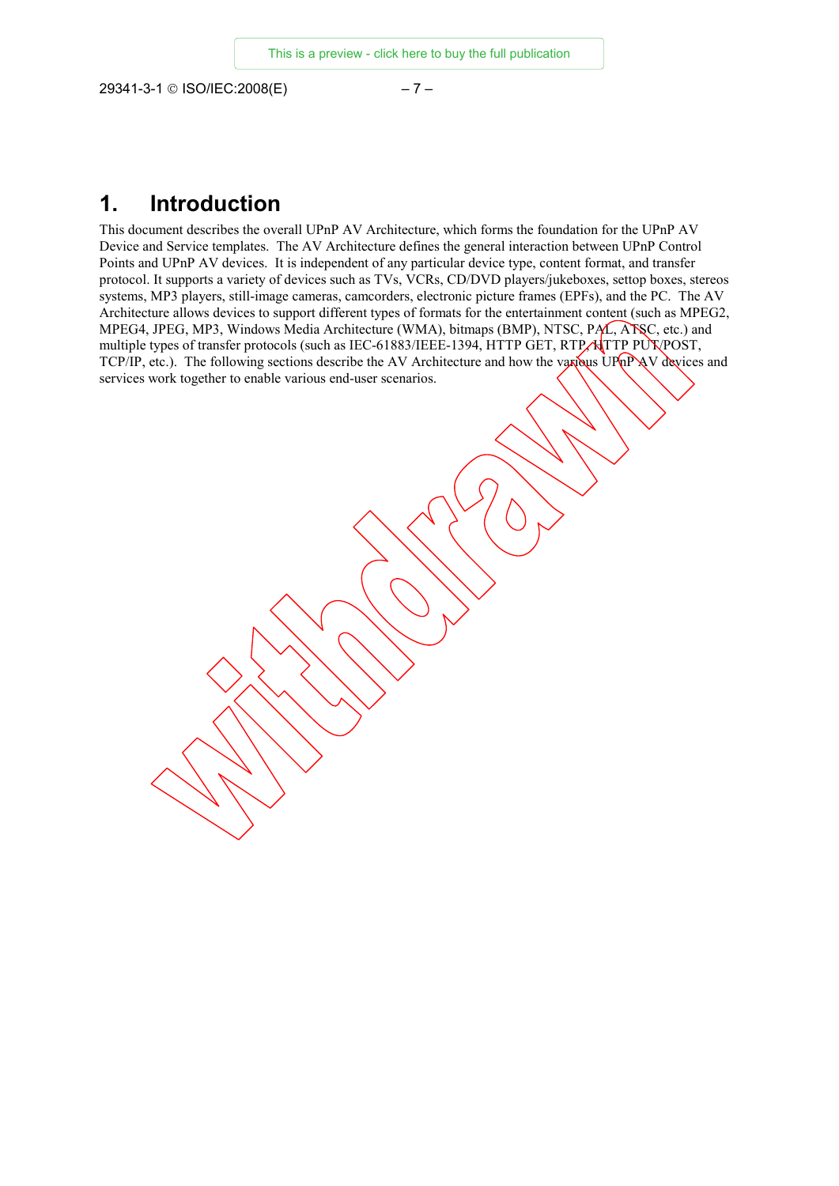# 1. Introduction

This document describes the overall UPnP AV Architecture, which forms the foundation for the UPnP AV Device and Service templates. The AV Architecture defines the general interaction between UPnP Control Points and UPnP AV devices. It is independent of any particular device type, content format, and transfer protocol. It supports a variety of devices such as TVs, VCRs, CD/DVD players/jukeboxes, settop boxes, stereos systems, MP3 players, still-image cameras, camcorders, electronic picture frames (EPFs), and the PC. The AV Architecture allows devices to support different types of formats for the entertainment content (such as MPEG2, MPEG4, JPEG, MP3, Windows Media Architecture (WMA), bitmaps (BMP), NTSC, PAL, ATSC, etc.) and multiple types of transfer protocols (such as IEC-61883/IEEE-1394, HTTP GET, RTP, HTTP PUT/POST, TCP/IP, etc.). The following sections describe the AV Architecture and how the various UPnP AV devices and services work together to enable various end-user scenarios.